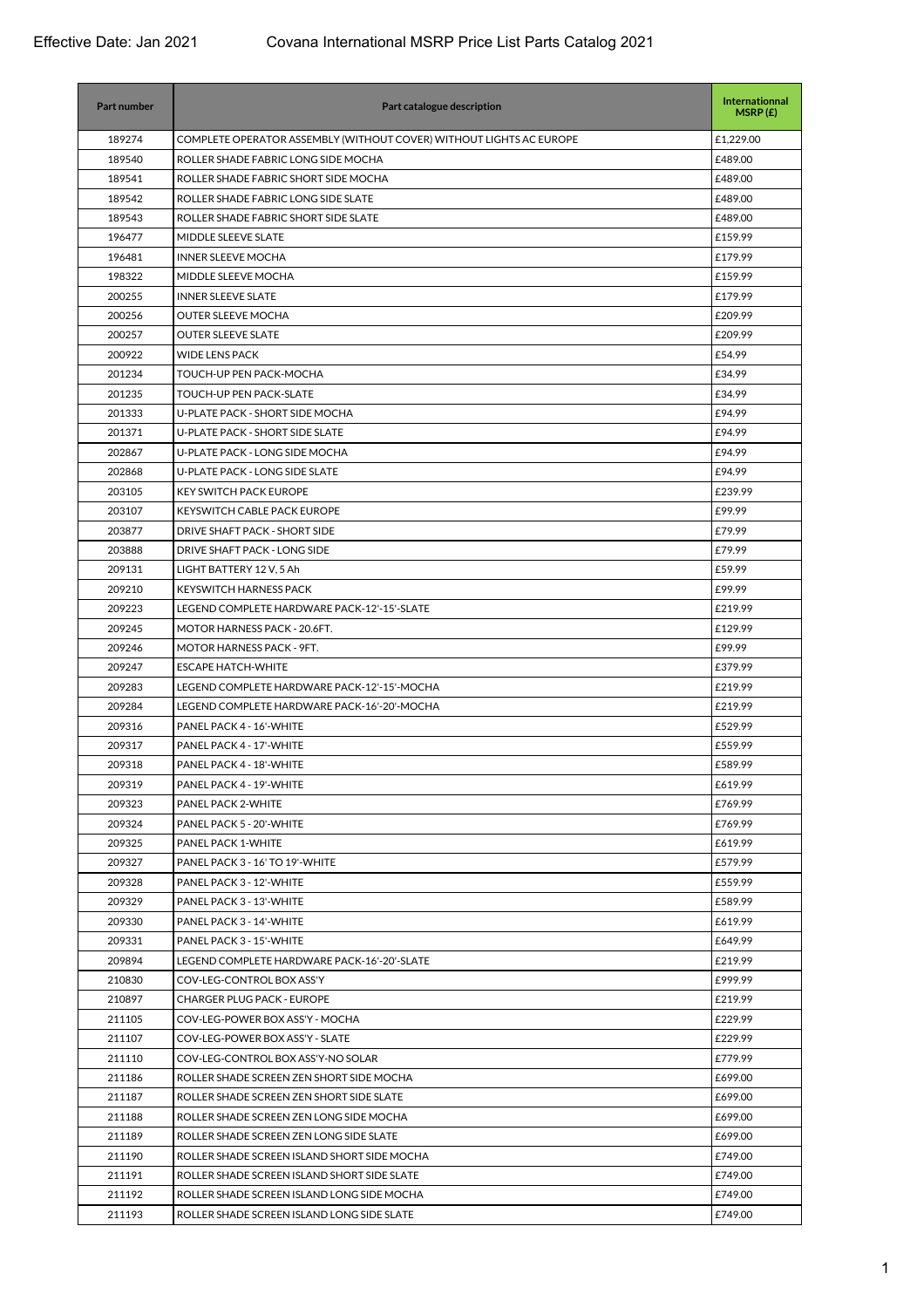Effective Date: Jan 2021 Covana International MSRP Price List Parts Catalog 2021

| Part number | Part catalogue description | Internationnal MSRP (£) |
|---|---|---|
| 189274 | COMPLETE OPERATOR ASSEMBLY (WITHOUT COVER) WITHOUT LIGHTS AC EUROPE | £1,229.00 |
| 189540 | ROLLER SHADE FABRIC LONG SIDE MOCHA | £489.00 |
| 189541 | ROLLER SHADE FABRIC SHORT SIDE MOCHA | £489.00 |
| 189542 | ROLLER SHADE FABRIC LONG SIDE SLATE | £489.00 |
| 189543 | ROLLER SHADE FABRIC SHORT SIDE SLATE | £489.00 |
| 196477 | MIDDLE SLEEVE SLATE | £159.99 |
| 196481 | INNER SLEEVE MOCHA | £179.99 |
| 198322 | MIDDLE SLEEVE MOCHA | £159.99 |
| 200255 | INNER SLEEVE SLATE | £179.99 |
| 200256 | OUTER SLEEVE MOCHA | £209.99 |
| 200257 | OUTER SLEEVE SLATE | £209.99 |
| 200922 | WIDE LENS PACK | £54.99 |
| 201234 | TOUCH-UP PEN PACK-MOCHA | £34.99 |
| 201235 | TOUCH-UP PEN PACK-SLATE | £34.99 |
| 201333 | U-PLATE PACK - SHORT SIDE MOCHA | £94.99 |
| 201371 | U-PLATE PACK - SHORT SIDE SLATE | £94.99 |
| 202867 | U-PLATE PACK - LONG SIDE MOCHA | £94.99 |
| 202868 | U-PLATE PACK - LONG SIDE SLATE | £94.99 |
| 203105 | KEY SWITCH PACK EUROPE | £239.99 |
| 203107 | KEYSWITCH CABLE PACK EUROPE | £99.99 |
| 203877 | DRIVE SHAFT PACK - SHORT SIDE | £79.99 |
| 203888 | DRIVE SHAFT PACK - LONG SIDE | £79.99 |
| 209131 | LIGHT BATTERY 12 V, 5 Ah | £59.99 |
| 209210 | KEYSWITCH HARNESS PACK | £99.99 |
| 209223 | LEGEND COMPLETE HARDWARE PACK-12'-15'-SLATE | £219.99 |
| 209245 | MOTOR HARNESS PACK - 20.6FT. | £129.99 |
| 209246 | MOTOR HARNESS PACK - 9FT. | £99.99 |
| 209247 | ESCAPE HATCH-WHITE | £379.99 |
| 209283 | LEGEND COMPLETE HARDWARE PACK-12'-15'-MOCHA | £219.99 |
| 209284 | LEGEND COMPLETE HARDWARE PACK-16'-20'-MOCHA | £219.99 |
| 209316 | PANEL PACK 4 - 16'-WHITE | £529.99 |
| 209317 | PANEL PACK 4 - 17'-WHITE | £559.99 |
| 209318 | PANEL PACK 4 - 18'-WHITE | £589.99 |
| 209319 | PANEL PACK 4 - 19'-WHITE | £619.99 |
| 209323 | PANEL PACK 2-WHITE | £769.99 |
| 209324 | PANEL PACK 5 - 20'-WHITE | £769.99 |
| 209325 | PANEL PACK 1-WHITE | £619.99 |
| 209327 | PANEL PACK 3 - 16' TO 19'-WHITE | £579.99 |
| 209328 | PANEL PACK 3 - 12'-WHITE | £559.99 |
| 209329 | PANEL PACK 3 - 13'-WHITE | £589.99 |
| 209330 | PANEL PACK 3 - 14'-WHITE | £619.99 |
| 209331 | PANEL PACK 3 - 15'-WHITE | £649.99 |
| 209894 | LEGEND COMPLETE HARDWARE PACK-16'-20'-SLATE | £219.99 |
| 210830 | COV-LEG-CONTROL BOX ASS'Y | £999.99 |
| 210897 | CHARGER PLUG PACK - EUROPE | £219.99 |
| 211105 | COV-LEG-POWER BOX ASS'Y - MOCHA | £229.99 |
| 211107 | COV-LEG-POWER BOX ASS'Y - SLATE | £229.99 |
| 211110 | COV-LEG-CONTROL BOX ASS'Y-NO SOLAR | £779.99 |
| 211186 | ROLLER SHADE SCREEN ZEN SHORT SIDE MOCHA | £699.00 |
| 211187 | ROLLER SHADE SCREEN ZEN SHORT SIDE SLATE | £699.00 |
| 211188 | ROLLER SHADE SCREEN ZEN LONG SIDE MOCHA | £699.00 |
| 211189 | ROLLER SHADE SCREEN ZEN LONG SIDE SLATE | £699.00 |
| 211190 | ROLLER SHADE SCREEN ISLAND SHORT SIDE MOCHA | £749.00 |
| 211191 | ROLLER SHADE SCREEN ISLAND SHORT SIDE SLATE | £749.00 |
| 211192 | ROLLER SHADE SCREEN ISLAND LONG SIDE MOCHA | £749.00 |
| 211193 | ROLLER SHADE SCREEN ISLAND LONG SIDE SLATE | £749.00 |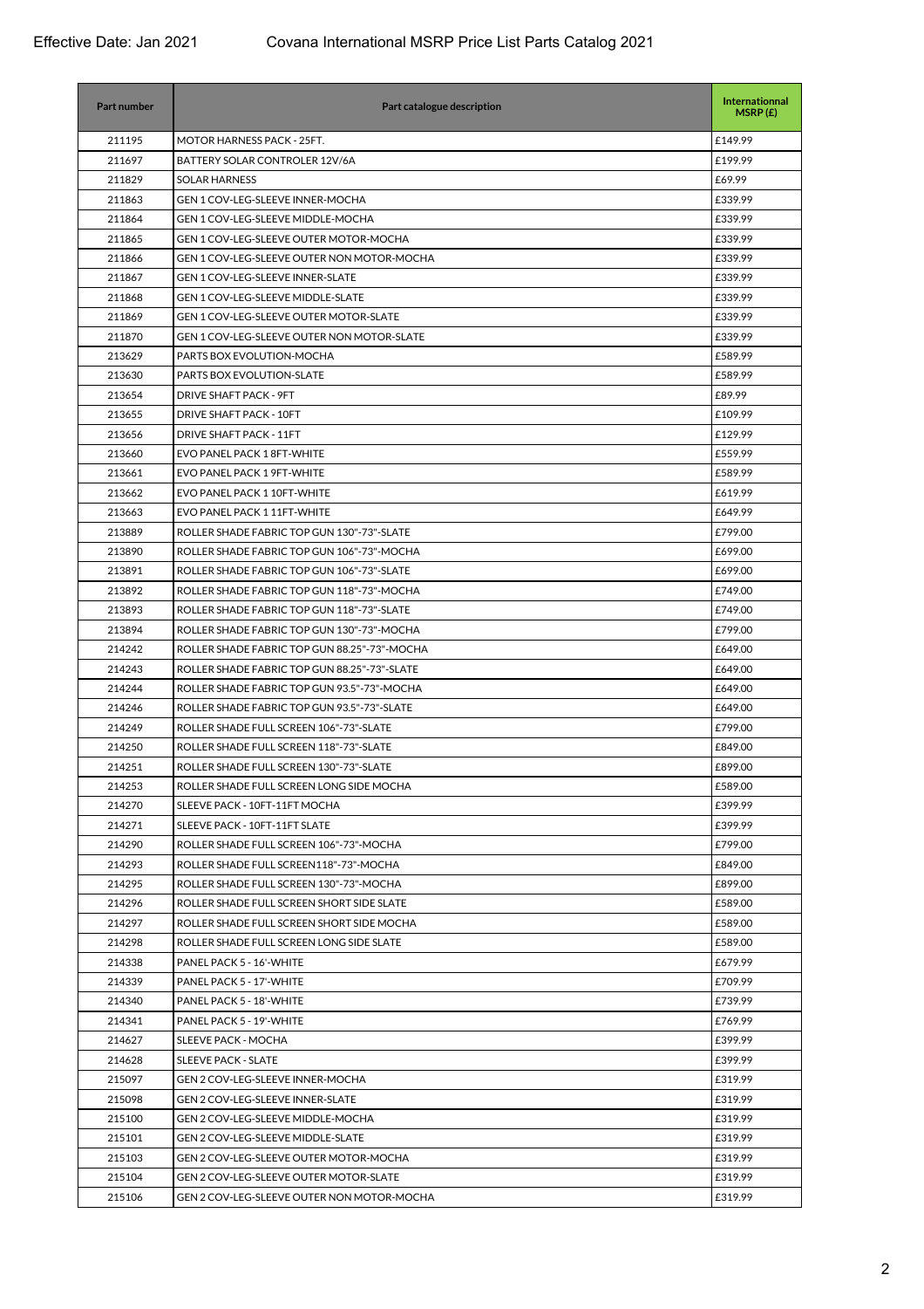Effective Date: Jan 2021 Covana International MSRP Price List Parts Catalog 2021

| Part number | Part catalogue description | Internationnal MSRP (£) |
|---|---|---|
| 211195 | MOTOR HARNESS PACK - 25FT. | £149.99 |
| 211697 | BATTERY SOLAR CONTROLER 12V/6A | £199.99 |
| 211829 | SOLAR HARNESS | £69.99 |
| 211863 | GEN 1 COV-LEG-SLEEVE INNER-MOCHA | £339.99 |
| 211864 | GEN 1 COV-LEG-SLEEVE MIDDLE-MOCHA | £339.99 |
| 211865 | GEN 1 COV-LEG-SLEEVE OUTER MOTOR-MOCHA | £339.99 |
| 211866 | GEN 1 COV-LEG-SLEEVE OUTER NON MOTOR-MOCHA | £339.99 |
| 211867 | GEN 1 COV-LEG-SLEEVE INNER-SLATE | £339.99 |
| 211868 | GEN 1 COV-LEG-SLEEVE MIDDLE-SLATE | £339.99 |
| 211869 | GEN 1 COV-LEG-SLEEVE OUTER MOTOR-SLATE | £339.99 |
| 211870 | GEN 1 COV-LEG-SLEEVE OUTER NON MOTOR-SLATE | £339.99 |
| 213629 | PARTS BOX EVOLUTION-MOCHA | £589.99 |
| 213630 | PARTS BOX EVOLUTION-SLATE | £589.99 |
| 213654 | DRIVE SHAFT PACK - 9FT | £89.99 |
| 213655 | DRIVE SHAFT PACK - 10FT | £109.99 |
| 213656 | DRIVE SHAFT PACK - 11FT | £129.99 |
| 213660 | EVO PANEL PACK 1 8FT-WHITE | £559.99 |
| 213661 | EVO PANEL PACK 1 9FT-WHITE | £589.99 |
| 213662 | EVO PANEL PACK 1 10FT-WHITE | £619.99 |
| 213663 | EVO PANEL PACK 1 11FT-WHITE | £649.99 |
| 213889 | ROLLER SHADE FABRIC TOP GUN 130"-73"-SLATE | £799.00 |
| 213890 | ROLLER SHADE FABRIC TOP GUN 106"-73"-MOCHA | £699.00 |
| 213891 | ROLLER SHADE FABRIC TOP GUN 106"-73"-SLATE | £699.00 |
| 213892 | ROLLER SHADE FABRIC TOP GUN 118"-73"-MOCHA | £749.00 |
| 213893 | ROLLER SHADE FABRIC TOP GUN 118"-73"-SLATE | £749.00 |
| 213894 | ROLLER SHADE FABRIC TOP GUN 130"-73"-MOCHA | £799.00 |
| 214242 | ROLLER SHADE FABRIC TOP GUN 88.25"-73"-MOCHA | £649.00 |
| 214243 | ROLLER SHADE FABRIC TOP GUN 88.25"-73"-SLATE | £649.00 |
| 214244 | ROLLER SHADE FABRIC TOP GUN 93.5"-73"-MOCHA | £649.00 |
| 214246 | ROLLER SHADE FABRIC TOP GUN 93.5"-73"-SLATE | £649.00 |
| 214249 | ROLLER SHADE FULL SCREEN 106"-73"-SLATE | £799.00 |
| 214250 | ROLLER SHADE FULL SCREEN 118"-73"-SLATE | £849.00 |
| 214251 | ROLLER SHADE FULL SCREEN 130"-73"-SLATE | £899.00 |
| 214253 | ROLLER SHADE FULL SCREEN LONG SIDE MOCHA | £589.00 |
| 214270 | SLEEVE PACK - 10FT-11FT MOCHA | £399.99 |
| 214271 | SLEEVE PACK - 10FT-11FT SLATE | £399.99 |
| 214290 | ROLLER SHADE FULL SCREEN 106"-73"-MOCHA | £799.00 |
| 214293 | ROLLER SHADE FULL SCREEN118"-73"-MOCHA | £849.00 |
| 214295 | ROLLER SHADE FULL SCREEN 130"-73"-MOCHA | £899.00 |
| 214296 | ROLLER SHADE FULL SCREEN SHORT SIDE SLATE | £589.00 |
| 214297 | ROLLER SHADE FULL SCREEN SHORT SIDE MOCHA | £589.00 |
| 214298 | ROLLER SHADE FULL SCREEN LONG SIDE SLATE | £589.00 |
| 214338 | PANEL PACK 5 - 16'-WHITE | £679.99 |
| 214339 | PANEL PACK 5 - 17'-WHITE | £709.99 |
| 214340 | PANEL PACK 5 - 18'-WHITE | £739.99 |
| 214341 | PANEL PACK 5 - 19'-WHITE | £769.99 |
| 214627 | SLEEVE PACK - MOCHA | £399.99 |
| 214628 | SLEEVE PACK - SLATE | £399.99 |
| 215097 | GEN 2 COV-LEG-SLEEVE INNER-MOCHA | £319.99 |
| 215098 | GEN 2 COV-LEG-SLEEVE INNER-SLATE | £319.99 |
| 215100 | GEN 2 COV-LEG-SLEEVE MIDDLE-MOCHA | £319.99 |
| 215101 | GEN 2 COV-LEG-SLEEVE MIDDLE-SLATE | £319.99 |
| 215103 | GEN 2 COV-LEG-SLEEVE OUTER MOTOR-MOCHA | £319.99 |
| 215104 | GEN 2 COV-LEG-SLEEVE OUTER MOTOR-SLATE | £319.99 |
| 215106 | GEN 2 COV-LEG-SLEEVE OUTER NON MOTOR-MOCHA | £319.99 |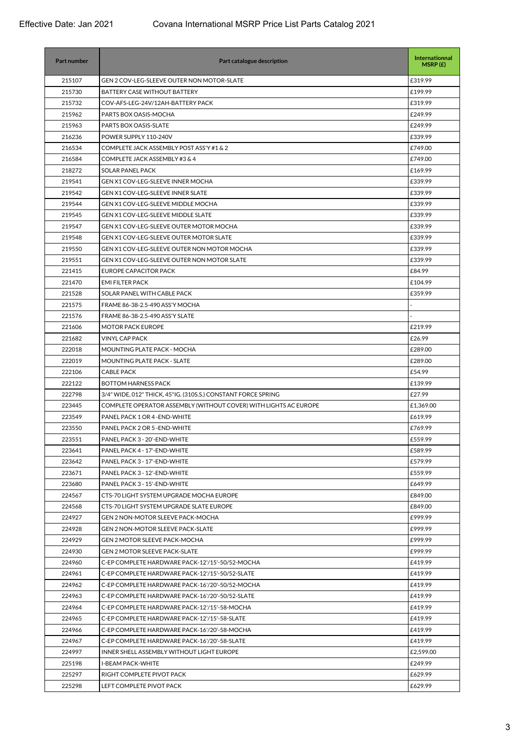Effective Date: Jan 2021 Covana International MSRP Price List Parts Catalog 2021

| Part number | Part catalogue description | Internationnal MSRP (£) |
|---|---|---|
| 215107 | GEN 2 COV-LEG-SLEEVE OUTER NON MOTOR-SLATE | £319.99 |
| 215730 | BATTERY CASE WITHOUT BATTERY | £199.99 |
| 215732 | COV-AFS-LEG-24V/12AH-BATTERY PACK | £319.99 |
| 215962 | PARTS BOX OASIS-MOCHA | £249.99 |
| 215963 | PARTS BOX OASIS-SLATE | £249.99 |
| 216236 | POWER SUPPLY 110-240V | £339.99 |
| 216534 | COMPLETE JACK ASSEMBLY POST ASS'Y #1 & 2 | £749.00 |
| 216584 | COMPLETE JACK ASSEMBLY #3 & 4 | £749.00 |
| 218272 | SOLAR PANEL PACK | £169.99 |
| 219541 | GEN X1 COV-LEG-SLEEVE INNER MOCHA | £339.99 |
| 219542 | GEN X1 COV-LEG-SLEEVE INNER SLATE | £339.99 |
| 219544 | GEN X1 COV-LEG-SLEEVE MIDDLE MOCHA | £339.99 |
| 219545 | GEN X1 COV-LEG-SLEEVE MIDDLE SLATE | £339.99 |
| 219547 | GEN X1 COV-LEG-SLEEVE OUTER MOTOR MOCHA | £339.99 |
| 219548 | GEN X1 COV-LEG-SLEEVE OUTER MOTOR SLATE | £339.99 |
| 219550 | GEN X1 COV-LEG-SLEEVE OUTER NON MOTOR MOCHA | £339.99 |
| 219551 | GEN X1 COV-LEG-SLEEVE OUTER NON MOTOR SLATE | £339.99 |
| 221415 | EUROPE CAPACITOR PACK | £84.99 |
| 221470 | EMI FILTER PACK | £104.99 |
| 221528 | SOLAR PANEL WITH CABLE PACK | £359.99 |
| 221575 | FRAME 86-38-2.5-490 ASS'Y MOCHA | - |
| 221576 | FRAME 86-38-2.5-490 ASS'Y SLATE | - |
| 221606 | MOTOR PACK EUROPE | £219.99 |
| 221682 | VINYL CAP PACK | £26.99 |
| 222018 | MOUNTING PLATE PACK - MOCHA | £289.00 |
| 222019 | MOUNTING PLATE PACK - SLATE | £289.00 |
| 222106 | CABLE PACK | £54.99 |
| 222122 | BOTTOM HARNESS PACK | £139.99 |
| 222798 | 3/4" WIDE, 012" THICK, 45"IG. (310S.S.) CONSTANT FORCE SPRING | £27.99 |
| 223445 | COMPLETE OPERATOR ASSEMBLY (WITHOUT COVER) WITH LIGHTS AC EUROPE | £1,369.00 |
| 223549 | PANEL PACK 1 OR 4 -END-WHITE | £619.99 |
| 223550 | PANEL PACK 2 OR 5 -END-WHITE | £769.99 |
| 223551 | PANEL PACK 3 - 20'-END-WHITE | £559.99 |
| 223641 | PANEL PACK 4 - 17'-END-WHITE | £589.99 |
| 223642 | PANEL PACK 3 - 17'-END-WHITE | £579.99 |
| 223671 | PANEL PACK 3 - 12'-END-WHITE | £559.99 |
| 223680 | PANEL PACK 3 - 15'-END-WHITE | £649.99 |
| 224567 | CTS-70 LIGHT SYSTEM UPGRADE MOCHA EUROPE | £849.00 |
| 224568 | CTS-70 LIGHT SYSTEM UPGRADE SLATE EUROPE | £849.00 |
| 224927 | GEN 2 NON-MOTOR SLEEVE PACK-MOCHA | £999.99 |
| 224928 | GEN 2 NON-MOTOR SLEEVE PACK-SLATE | £999.99 |
| 224929 | GEN 2 MOTOR SLEEVE PACK-MOCHA | £999.99 |
| 224930 | GEN 2 MOTOR SLEEVE PACK-SLATE | £999.99 |
| 224960 | C-EP COMPLETE HARDWARE PACK-12'/15'-50/52-MOCHA | £419.99 |
| 224961 | C-EP COMPLETE HARDWARE PACK-12'/15'-50/52-SLATE | £419.99 |
| 224962 | C-EP COMPLETE HARDWARE PACK-16'/20'-50/52-MOCHA | £419.99 |
| 224963 | C-EP COMPLETE HARDWARE PACK-16'/20'-50/52-SLATE | £419.99 |
| 224964 | C-EP COMPLETE HARDWARE PACK-12'/15'-58-MOCHA | £419.99 |
| 224965 | C-EP COMPLETE HARDWARE PACK-12'/15'-58-SLATE | £419.99 |
| 224966 | C-EP COMPLETE HARDWARE PACK-16'/20'-58-MOCHA | £419.99 |
| 224967 | C-EP COMPLETE HARDWARE PACK-16'/20'-58-SLATE | £419.99 |
| 224997 | INNER SHELL ASSEMBLY WITHOUT LIGHT EUROPE | £2,599.00 |
| 225198 | I-BEAM PACK-WHITE | £249.99 |
| 225297 | RIGHT COMPLETE PIVOT PACK | £629.99 |
| 225298 | LEFT COMPLETE PIVOT PACK | £629.99 |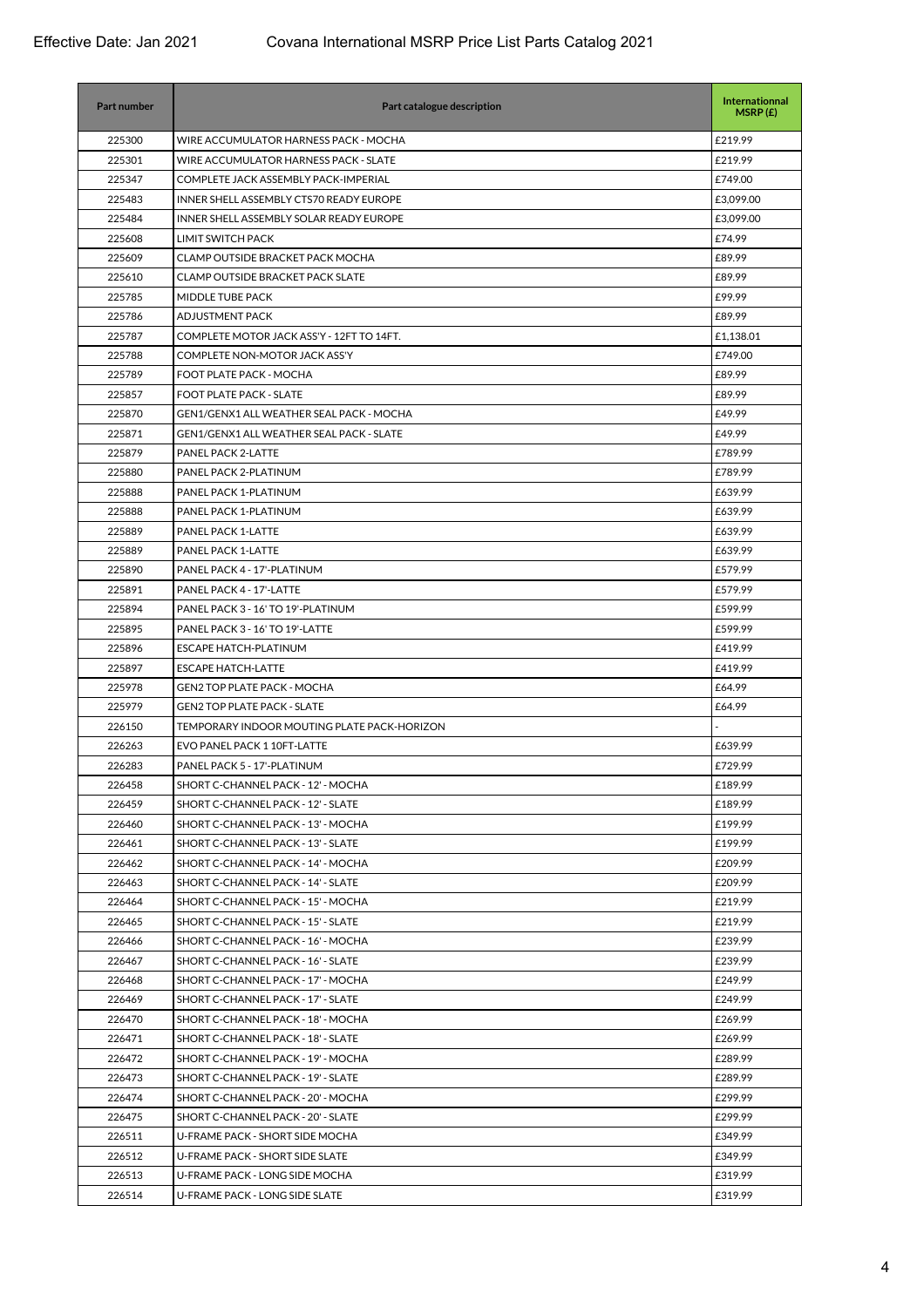| Part number | Part catalogue description | Internationnal MSRP (£) |
|---|---|---|
| 225300 | WIRE ACCUMULATOR HARNESS PACK - MOCHA | £219.99 |
| 225301 | WIRE ACCUMULATOR HARNESS PACK - SLATE | £219.99 |
| 225347 | COMPLETE JACK ASSEMBLY PACK-IMPERIAL | £749.00 |
| 225483 | INNER SHELL ASSEMBLY CTS70 READY EUROPE | £3,099.00 |
| 225484 | INNER SHELL ASSEMBLY SOLAR READY EUROPE | £3,099.00 |
| 225608 | LIMIT SWITCH PACK | £74.99 |
| 225609 | CLAMP OUTSIDE BRACKET PACK MOCHA | £89.99 |
| 225610 | CLAMP OUTSIDE BRACKET PACK SLATE | £89.99 |
| 225785 | MIDDLE TUBE PACK | £99.99 |
| 225786 | ADJUSTMENT PACK | £89.99 |
| 225787 | COMPLETE MOTOR JACK ASS'Y - 12FT TO 14FT. | £1,138.01 |
| 225788 | COMPLETE NON-MOTOR JACK ASS'Y | £749.00 |
| 225789 | FOOT PLATE PACK - MOCHA | £89.99 |
| 225857 | FOOT PLATE PACK - SLATE | £89.99 |
| 225870 | GEN1/GENX1 ALL WEATHER SEAL PACK - MOCHA | £49.99 |
| 225871 | GEN1/GENX1 ALL WEATHER SEAL PACK - SLATE | £49.99 |
| 225879 | PANEL PACK 2-LATTE | £789.99 |
| 225880 | PANEL PACK 2-PLATINUM | £789.99 |
| 225888 | PANEL PACK 1-PLATINUM | £639.99 |
| 225888 | PANEL PACK 1-PLATINUM | £639.99 |
| 225889 | PANEL PACK 1-LATTE | £639.99 |
| 225889 | PANEL PACK 1-LATTE | £639.99 |
| 225890 | PANEL PACK 4 - 17'-PLATINUM | £579.99 |
| 225891 | PANEL PACK 4 - 17'-LATTE | £579.99 |
| 225894 | PANEL PACK 3 - 16' TO 19'-PLATINUM | £599.99 |
| 225895 | PANEL PACK 3 - 16' TO 19'-LATTE | £599.99 |
| 225896 | ESCAPE HATCH-PLATINUM | £419.99 |
| 225897 | ESCAPE HATCH-LATTE | £419.99 |
| 225978 | GEN2 TOP PLATE PACK - MOCHA | £64.99 |
| 225979 | GEN2 TOP PLATE PACK - SLATE | £64.99 |
| 226150 | TEMPORARY INDOOR MOUTING PLATE PACK-HORIZON | - |
| 226263 | EVO PANEL PACK 1 10FT-LATTE | £639.99 |
| 226283 | PANEL PACK 5 - 17'-PLATINUM | £729.99 |
| 226458 | SHORT C-CHANNEL PACK - 12' - MOCHA | £189.99 |
| 226459 | SHORT C-CHANNEL PACK - 12' - SLATE | £189.99 |
| 226460 | SHORT C-CHANNEL PACK - 13' - MOCHA | £199.99 |
| 226461 | SHORT C-CHANNEL PACK - 13' - SLATE | £199.99 |
| 226462 | SHORT C-CHANNEL PACK - 14' - MOCHA | £209.99 |
| 226463 | SHORT C-CHANNEL PACK - 14' - SLATE | £209.99 |
| 226464 | SHORT C-CHANNEL PACK - 15' - MOCHA | £219.99 |
| 226465 | SHORT C-CHANNEL PACK - 15' - SLATE | £219.99 |
| 226466 | SHORT C-CHANNEL PACK - 16' - MOCHA | £239.99 |
| 226467 | SHORT C-CHANNEL PACK - 16' - SLATE | £239.99 |
| 226468 | SHORT C-CHANNEL PACK - 17' - MOCHA | £249.99 |
| 226469 | SHORT C-CHANNEL PACK - 17' - SLATE | £249.99 |
| 226470 | SHORT C-CHANNEL PACK - 18' - MOCHA | £269.99 |
| 226471 | SHORT C-CHANNEL PACK - 18' - SLATE | £269.99 |
| 226472 | SHORT C-CHANNEL PACK - 19' - MOCHA | £289.99 |
| 226473 | SHORT C-CHANNEL PACK - 19' - SLATE | £289.99 |
| 226474 | SHORT C-CHANNEL PACK - 20' - MOCHA | £299.99 |
| 226475 | SHORT C-CHANNEL PACK - 20' - SLATE | £299.99 |
| 226511 | U-FRAME PACK - SHORT SIDE MOCHA | £349.99 |
| 226512 | U-FRAME PACK - SHORT SIDE SLATE | £349.99 |
| 226513 | U-FRAME PACK - LONG SIDE MOCHA | £319.99 |
| 226514 | U-FRAME PACK - LONG SIDE SLATE | £319.99 |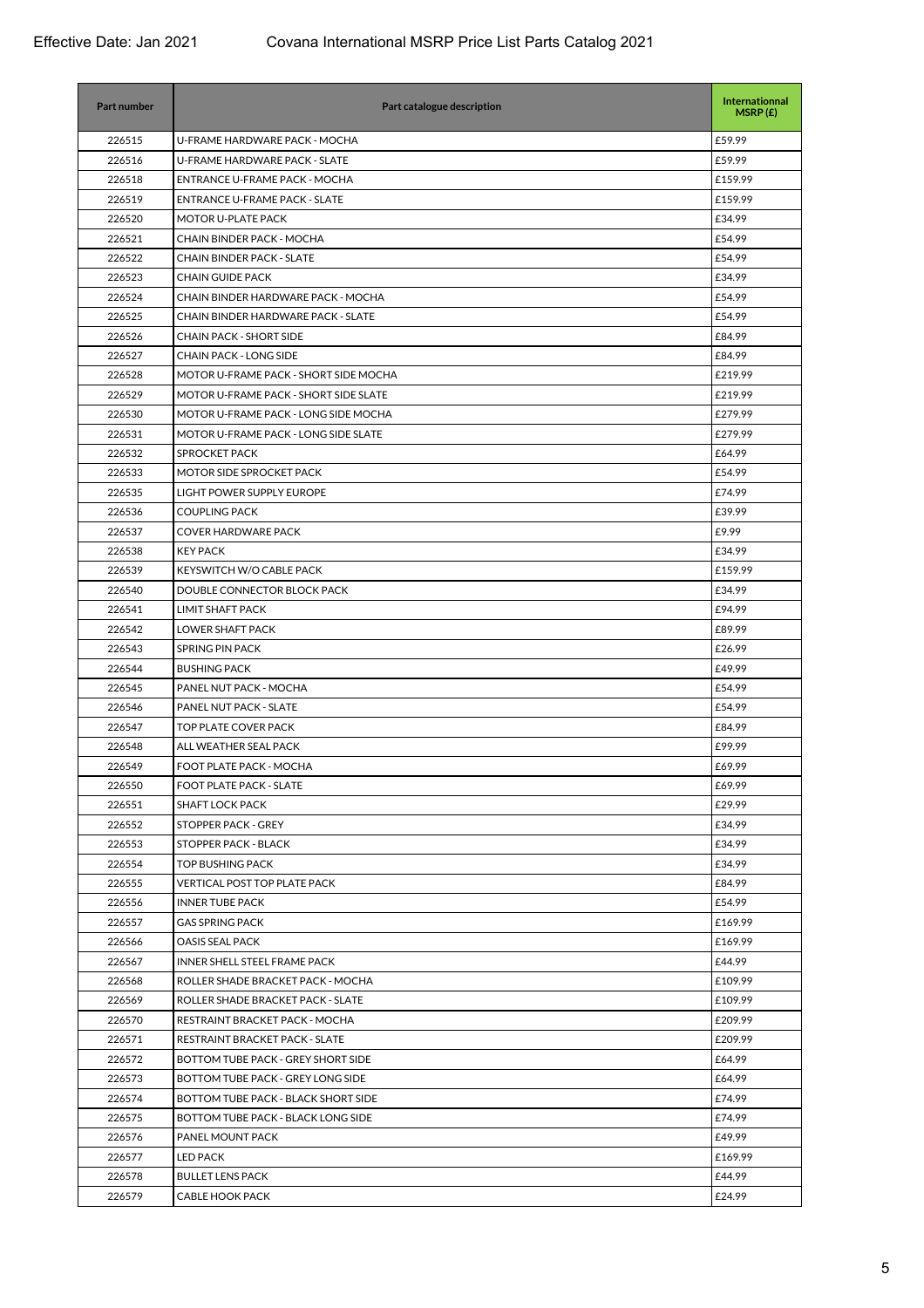Effective Date: Jan 2021 Covana International MSRP Price List Parts Catalog 2021

| Part number | Part catalogue description | Internationnal MSRP (£) |
|---|---|---|
| 226515 | U-FRAME HARDWARE PACK - MOCHA | £59.99 |
| 226516 | U-FRAME HARDWARE PACK - SLATE | £59.99 |
| 226518 | ENTRANCE U-FRAME PACK - MOCHA | £159.99 |
| 226519 | ENTRANCE U-FRAME PACK - SLATE | £159.99 |
| 226520 | MOTOR U-PLATE PACK | £34.99 |
| 226521 | CHAIN BINDER PACK - MOCHA | £54.99 |
| 226522 | CHAIN BINDER PACK - SLATE | £54.99 |
| 226523 | CHAIN GUIDE PACK | £34.99 |
| 226524 | CHAIN BINDER HARDWARE PACK - MOCHA | £54.99 |
| 226525 | CHAIN BINDER HARDWARE PACK - SLATE | £54.99 |
| 226526 | CHAIN PACK - SHORT SIDE | £84.99 |
| 226527 | CHAIN PACK - LONG SIDE | £84.99 |
| 226528 | MOTOR U-FRAME PACK - SHORT SIDE MOCHA | £219.99 |
| 226529 | MOTOR U-FRAME PACK - SHORT SIDE SLATE | £219.99 |
| 226530 | MOTOR U-FRAME PACK - LONG SIDE MOCHA | £279.99 |
| 226531 | MOTOR U-FRAME PACK - LONG SIDE SLATE | £279.99 |
| 226532 | SPROCKET PACK | £64.99 |
| 226533 | MOTOR SIDE SPROCKET PACK | £54.99 |
| 226535 | LIGHT POWER SUPPLY EUROPE | £74.99 |
| 226536 | COUPLING PACK | £39.99 |
| 226537 | COVER HARDWARE PACK | £9.99 |
| 226538 | KEY PACK | £34.99 |
| 226539 | KEYSWITCH W/O CABLE PACK | £159.99 |
| 226540 | DOUBLE CONNECTOR BLOCK PACK | £34.99 |
| 226541 | LIMIT SHAFT PACK | £94.99 |
| 226542 | LOWER SHAFT PACK | £89.99 |
| 226543 | SPRING PIN PACK | £26.99 |
| 226544 | BUSHING PACK | £49.99 |
| 226545 | PANEL NUT PACK - MOCHA | £54.99 |
| 226546 | PANEL NUT PACK - SLATE | £54.99 |
| 226547 | TOP PLATE COVER PACK | £84.99 |
| 226548 | ALL WEATHER SEAL PACK | £99.99 |
| 226549 | FOOT PLATE PACK - MOCHA | £69.99 |
| 226550 | FOOT PLATE PACK - SLATE | £69.99 |
| 226551 | SHAFT LOCK PACK | £29.99 |
| 226552 | STOPPER PACK - GREY | £34.99 |
| 226553 | STOPPER PACK - BLACK | £34.99 |
| 226554 | TOP BUSHING PACK | £34.99 |
| 226555 | VERTICAL POST TOP PLATE PACK | £84.99 |
| 226556 | INNER TUBE PACK | £54.99 |
| 226557 | GAS SPRING PACK | £169.99 |
| 226566 | OASIS SEAL PACK | £169.99 |
| 226567 | INNER SHELL STEEL FRAME PACK | £44.99 |
| 226568 | ROLLER SHADE BRACKET PACK - MOCHA | £109.99 |
| 226569 | ROLLER SHADE BRACKET PACK - SLATE | £109.99 |
| 226570 | RESTRAINT BRACKET PACK - MOCHA | £209.99 |
| 226571 | RESTRAINT BRACKET PACK - SLATE | £209.99 |
| 226572 | BOTTOM TUBE PACK - GREY SHORT SIDE | £64.99 |
| 226573 | BOTTOM TUBE PACK - GREY LONG SIDE | £64.99 |
| 226574 | BOTTOM TUBE PACK - BLACK SHORT SIDE | £74.99 |
| 226575 | BOTTOM TUBE PACK - BLACK LONG SIDE | £74.99 |
| 226576 | PANEL MOUNT PACK | £49.99 |
| 226577 | LED PACK | £169.99 |
| 226578 | BULLET LENS PACK | £44.99 |
| 226579 | CABLE HOOK PACK | £24.99 |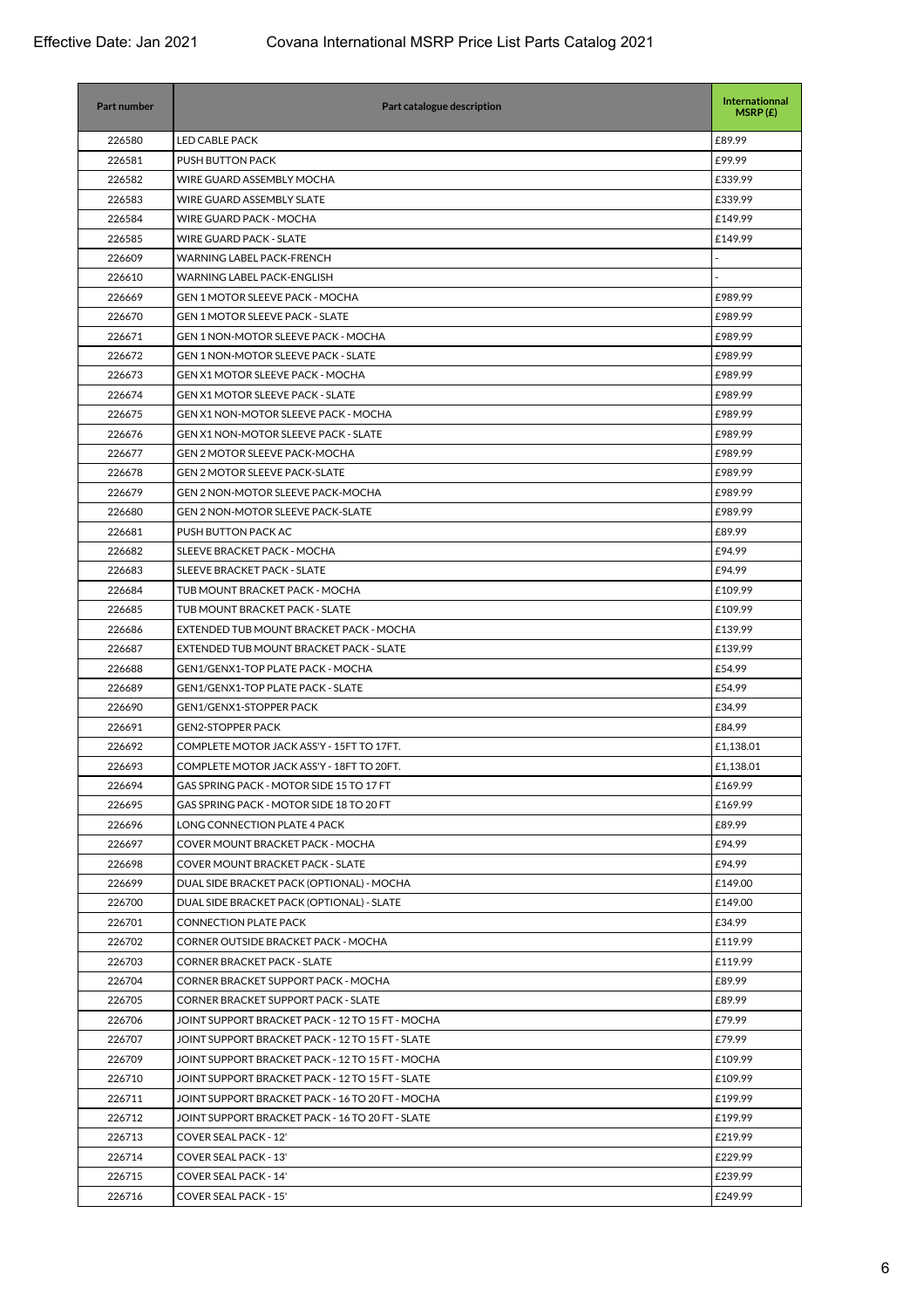Effective Date: Jan 2021 Covana International MSRP Price List Parts Catalog 2021

| Part number | Part catalogue description | Internationnal MSRP (£) |
|---|---|---|
| 226580 | LED CABLE PACK | £89.99 |
| 226581 | PUSH BUTTON PACK | £99.99 |
| 226582 | WIRE GUARD ASSEMBLY MOCHA | £339.99 |
| 226583 | WIRE GUARD ASSEMBLY SLATE | £339.99 |
| 226584 | WIRE GUARD PACK - MOCHA | £149.99 |
| 226585 | WIRE GUARD PACK - SLATE | £149.99 |
| 226609 | WARNING LABEL PACK-FRENCH | - |
| 226610 | WARNING LABEL PACK-ENGLISH | - |
| 226669 | GEN 1 MOTOR SLEEVE PACK - MOCHA | £989.99 |
| 226670 | GEN 1 MOTOR SLEEVE PACK - SLATE | £989.99 |
| 226671 | GEN 1 NON-MOTOR SLEEVE PACK - MOCHA | £989.99 |
| 226672 | GEN 1 NON-MOTOR SLEEVE PACK - SLATE | £989.99 |
| 226673 | GEN X1 MOTOR SLEEVE PACK - MOCHA | £989.99 |
| 226674 | GEN X1 MOTOR SLEEVE PACK - SLATE | £989.99 |
| 226675 | GEN X1 NON-MOTOR SLEEVE PACK - MOCHA | £989.99 |
| 226676 | GEN X1 NON-MOTOR SLEEVE PACK - SLATE | £989.99 |
| 226677 | GEN 2 MOTOR SLEEVE PACK-MOCHA | £989.99 |
| 226678 | GEN 2 MOTOR SLEEVE PACK-SLATE | £989.99 |
| 226679 | GEN 2 NON-MOTOR SLEEVE PACK-MOCHA | £989.99 |
| 226680 | GEN 2 NON-MOTOR SLEEVE PACK-SLATE | £989.99 |
| 226681 | PUSH BUTTON PACK AC | £89.99 |
| 226682 | SLEEVE BRACKET PACK - MOCHA | £94.99 |
| 226683 | SLEEVE BRACKET PACK - SLATE | £94.99 |
| 226684 | TUB MOUNT BRACKET PACK - MOCHA | £109.99 |
| 226685 | TUB MOUNT BRACKET PACK - SLATE | £109.99 |
| 226686 | EXTENDED TUB MOUNT BRACKET PACK - MOCHA | £139.99 |
| 226687 | EXTENDED TUB MOUNT BRACKET PACK - SLATE | £139.99 |
| 226688 | GEN1/GENX1-TOP PLATE PACK - MOCHA | £54.99 |
| 226689 | GEN1/GENX1-TOP PLATE PACK - SLATE | £54.99 |
| 226690 | GEN1/GENX1-STOPPER PACK | £34.99 |
| 226691 | GEN2-STOPPER PACK | £84.99 |
| 226692 | COMPLETE MOTOR JACK ASS'Y - 15FT TO 17FT. | £1,138.01 |
| 226693 | COMPLETE MOTOR JACK ASS'Y - 18FT TO 20FT. | £1,138.01 |
| 226694 | GAS SPRING PACK - MOTOR SIDE 15 TO 17 FT | £169.99 |
| 226695 | GAS SPRING PACK - MOTOR SIDE 18 TO 20 FT | £169.99 |
| 226696 | LONG CONNECTION PLATE 4 PACK | £89.99 |
| 226697 | COVER MOUNT BRACKET PACK - MOCHA | £94.99 |
| 226698 | COVER MOUNT BRACKET PACK - SLATE | £94.99 |
| 226699 | DUAL SIDE BRACKET PACK (OPTIONAL) - MOCHA | £149.00 |
| 226700 | DUAL SIDE BRACKET PACK (OPTIONAL) - SLATE | £149.00 |
| 226701 | CONNECTION PLATE PACK | £34.99 |
| 226702 | CORNER OUTSIDE BRACKET PACK - MOCHA | £119.99 |
| 226703 | CORNER BRACKET PACK - SLATE | £119.99 |
| 226704 | CORNER BRACKET SUPPORT PACK - MOCHA | £89.99 |
| 226705 | CORNER BRACKET SUPPORT PACK - SLATE | £89.99 |
| 226706 | JOINT SUPPORT BRACKET PACK - 12 TO 15 FT - MOCHA | £79.99 |
| 226707 | JOINT SUPPORT BRACKET PACK - 12 TO 15 FT - SLATE | £79.99 |
| 226709 | JOINT SUPPORT BRACKET PACK - 12 TO 15 FT - MOCHA | £109.99 |
| 226710 | JOINT SUPPORT BRACKET PACK - 12 TO 15 FT - SLATE | £109.99 |
| 226711 | JOINT SUPPORT BRACKET PACK - 16 TO 20 FT - MOCHA | £199.99 |
| 226712 | JOINT SUPPORT BRACKET PACK - 16 TO 20 FT - SLATE | £199.99 |
| 226713 | COVER SEAL PACK - 12' | £219.99 |
| 226714 | COVER SEAL PACK - 13' | £229.99 |
| 226715 | COVER SEAL PACK - 14' | £239.99 |
| 226716 | COVER SEAL PACK - 15' | £249.99 |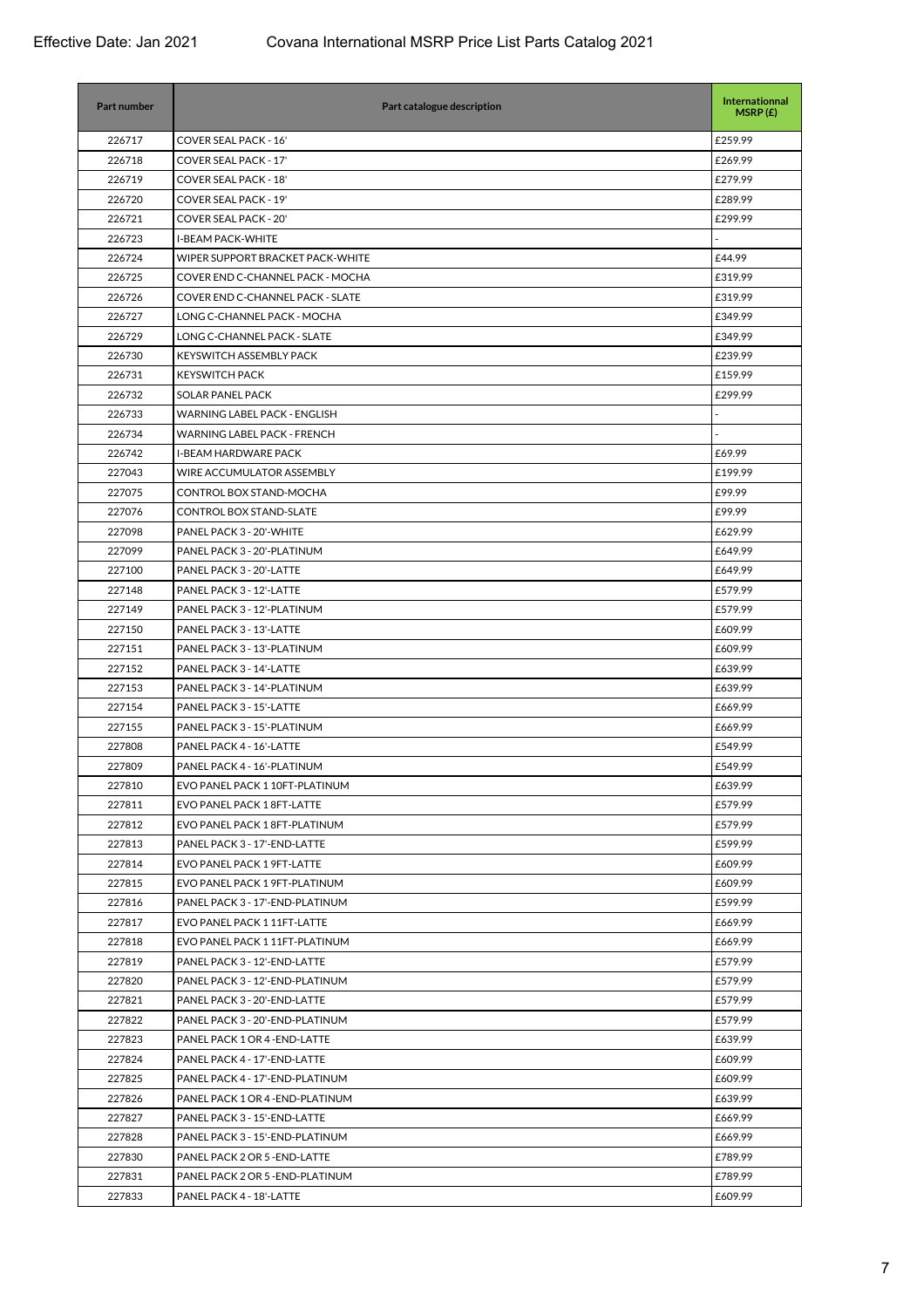Effective Date: Jan 2021 Covana International MSRP Price List Parts Catalog 2021

| Part number | Part catalogue description | Internationnal MSRP (£) |
|---|---|---|
| 226717 | COVER SEAL PACK - 16' | £259.99 |
| 226718 | COVER SEAL PACK - 17' | £269.99 |
| 226719 | COVER SEAL PACK - 18' | £279.99 |
| 226720 | COVER SEAL PACK - 19' | £289.99 |
| 226721 | COVER SEAL PACK - 20' | £299.99 |
| 226723 | I-BEAM PACK-WHITE | - |
| 226724 | WIPER SUPPORT BRACKET PACK-WHITE | £44.99 |
| 226725 | COVER END C-CHANNEL PACK - MOCHA | £319.99 |
| 226726 | COVER END C-CHANNEL PACK - SLATE | £319.99 |
| 226727 | LONG C-CHANNEL PACK - MOCHA | £349.99 |
| 226729 | LONG C-CHANNEL PACK - SLATE | £349.99 |
| 226730 | KEYSWITCH ASSEMBLY PACK | £239.99 |
| 226731 | KEYSWITCH PACK | £159.99 |
| 226732 | SOLAR PANEL PACK | £299.99 |
| 226733 | WARNING LABEL PACK - ENGLISH | - |
| 226734 | WARNING LABEL PACK - FRENCH | - |
| 226742 | I-BEAM HARDWARE PACK | £69.99 |
| 227043 | WIRE ACCUMULATOR ASSEMBLY | £199.99 |
| 227075 | CONTROL BOX STAND-MOCHA | £99.99 |
| 227076 | CONTROL BOX STAND-SLATE | £99.99 |
| 227098 | PANEL PACK 3 - 20'-WHITE | £629.99 |
| 227099 | PANEL PACK 3 - 20'-PLATINUM | £649.99 |
| 227100 | PANEL PACK 3 - 20'-LATTE | £649.99 |
| 227148 | PANEL PACK 3 - 12'-LATTE | £579.99 |
| 227149 | PANEL PACK 3 - 12'-PLATINUM | £579.99 |
| 227150 | PANEL PACK 3 - 13'-LATTE | £609.99 |
| 227151 | PANEL PACK 3 - 13'-PLATINUM | £609.99 |
| 227152 | PANEL PACK 3 - 14'-LATTE | £639.99 |
| 227153 | PANEL PACK 3 - 14'-PLATINUM | £639.99 |
| 227154 | PANEL PACK 3 - 15'-LATTE | £669.99 |
| 227155 | PANEL PACK 3 - 15'-PLATINUM | £669.99 |
| 227808 | PANEL PACK 4 - 16'-LATTE | £549.99 |
| 227809 | PANEL PACK 4 - 16'-PLATINUM | £549.99 |
| 227810 | EVO PANEL PACK 1 10FT-PLATINUM | £639.99 |
| 227811 | EVO PANEL PACK 1 8FT-LATTE | £579.99 |
| 227812 | EVO PANEL PACK 1 8FT-PLATINUM | £579.99 |
| 227813 | PANEL PACK 3 - 17'-END-LATTE | £599.99 |
| 227814 | EVO PANEL PACK 1 9FT-LATTE | £609.99 |
| 227815 | EVO PANEL PACK 1 9FT-PLATINUM | £609.99 |
| 227816 | PANEL PACK 3 - 17'-END-PLATINUM | £599.99 |
| 227817 | EVO PANEL PACK 1 11FT-LATTE | £669.99 |
| 227818 | EVO PANEL PACK 1 11FT-PLATINUM | £669.99 |
| 227819 | PANEL PACK 3 - 12'-END-LATTE | £579.99 |
| 227820 | PANEL PACK 3 - 12'-END-PLATINUM | £579.99 |
| 227821 | PANEL PACK 3 - 20'-END-LATTE | £579.99 |
| 227822 | PANEL PACK 3 - 20'-END-PLATINUM | £579.99 |
| 227823 | PANEL PACK 1 OR 4 -END-LATTE | £639.99 |
| 227824 | PANEL PACK 4 - 17'-END-LATTE | £609.99 |
| 227825 | PANEL PACK 4 - 17'-END-PLATINUM | £609.99 |
| 227826 | PANEL PACK 1 OR 4 -END-PLATINUM | £639.99 |
| 227827 | PANEL PACK 3 - 15'-END-LATTE | £669.99 |
| 227828 | PANEL PACK 3 - 15'-END-PLATINUM | £669.99 |
| 227830 | PANEL PACK 2 OR 5 -END-LATTE | £789.99 |
| 227831 | PANEL PACK 2 OR 5 -END-PLATINUM | £789.99 |
| 227833 | PANEL PACK 4 - 18'-LATTE | £609.99 |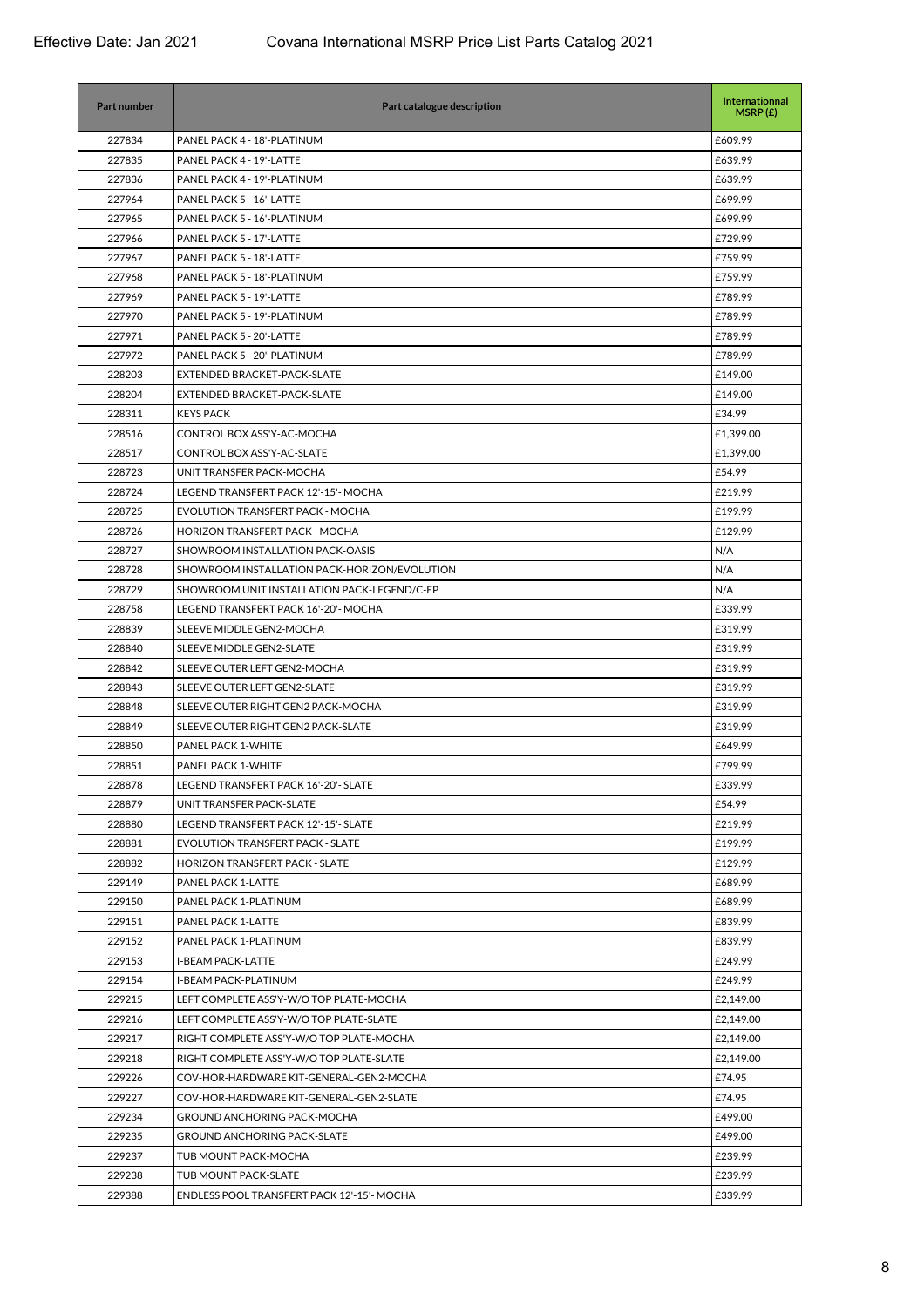| Part number | Part catalogue description | Internationnal MSRP (£) |
|---|---|---|
| 227834 | PANEL PACK 4 - 18'-PLATINUM | £609.99 |
| 227835 | PANEL PACK 4 - 19'-LATTE | £639.99 |
| 227836 | PANEL PACK 4 - 19'-PLATINUM | £639.99 |
| 227964 | PANEL PACK 5 - 16'-LATTE | £699.99 |
| 227965 | PANEL PACK 5 - 16'-PLATINUM | £699.99 |
| 227966 | PANEL PACK 5 - 17'-LATTE | £729.99 |
| 227967 | PANEL PACK 5 - 18'-LATTE | £759.99 |
| 227968 | PANEL PACK 5 - 18'-PLATINUM | £759.99 |
| 227969 | PANEL PACK 5 - 19'-LATTE | £789.99 |
| 227970 | PANEL PACK 5 - 19'-PLATINUM | £789.99 |
| 227971 | PANEL PACK 5 - 20'-LATTE | £789.99 |
| 227972 | PANEL PACK 5 - 20'-PLATINUM | £789.99 |
| 228203 | EXTENDED BRACKET-PACK-SLATE | £149.00 |
| 228204 | EXTENDED BRACKET-PACK-SLATE | £149.00 |
| 228311 | KEYS PACK | £34.99 |
| 228516 | CONTROL BOX ASS'Y-AC-MOCHA | £1,399.00 |
| 228517 | CONTROL BOX ASS'Y-AC-SLATE | £1,399.00 |
| 228723 | UNIT TRANSFER PACK-MOCHA | £54.99 |
| 228724 | LEGEND TRANSFERT PACK 12'-15'- MOCHA | £219.99 |
| 228725 | EVOLUTION TRANSFERT PACK - MOCHA | £199.99 |
| 228726 | HORIZON TRANSFERT PACK - MOCHA | £129.99 |
| 228727 | SHOWROOM INSTALLATION PACK-OASIS | N/A |
| 228728 | SHOWROOM INSTALLATION PACK-HORIZON/EVOLUTION | N/A |
| 228729 | SHOWROOM UNIT INSTALLATION PACK-LEGEND/C-EP | N/A |
| 228758 | LEGEND TRANSFERT PACK 16'-20'- MOCHA | £339.99 |
| 228839 | SLEEVE MIDDLE GEN2-MOCHA | £319.99 |
| 228840 | SLEEVE MIDDLE GEN2-SLATE | £319.99 |
| 228842 | SLEEVE OUTER LEFT GEN2-MOCHA | £319.99 |
| 228843 | SLEEVE OUTER LEFT GEN2-SLATE | £319.99 |
| 228848 | SLEEVE OUTER RIGHT GEN2 PACK-MOCHA | £319.99 |
| 228849 | SLEEVE OUTER RIGHT GEN2 PACK-SLATE | £319.99 |
| 228850 | PANEL PACK 1-WHITE | £649.99 |
| 228851 | PANEL PACK 1-WHITE | £799.99 |
| 228878 | LEGEND TRANSFERT PACK 16'-20'- SLATE | £339.99 |
| 228879 | UNIT TRANSFER PACK-SLATE | £54.99 |
| 228880 | LEGEND TRANSFERT PACK 12'-15'- SLATE | £219.99 |
| 228881 | EVOLUTION TRANSFERT PACK - SLATE | £199.99 |
| 228882 | HORIZON TRANSFERT PACK - SLATE | £129.99 |
| 229149 | PANEL PACK 1-LATTE | £689.99 |
| 229150 | PANEL PACK 1-PLATINUM | £689.99 |
| 229151 | PANEL PACK 1-LATTE | £839.99 |
| 229152 | PANEL PACK 1-PLATINUM | £839.99 |
| 229153 | I-BEAM PACK-LATTE | £249.99 |
| 229154 | I-BEAM PACK-PLATINUM | £249.99 |
| 229215 | LEFT COMPLETE ASS'Y-W/O TOP PLATE-MOCHA | £2,149.00 |
| 229216 | LEFT COMPLETE ASS'Y-W/O TOP PLATE-SLATE | £2,149.00 |
| 229217 | RIGHT COMPLETE ASS'Y-W/O TOP PLATE-MOCHA | £2,149.00 |
| 229218 | RIGHT COMPLETE ASS'Y-W/O TOP PLATE-SLATE | £2,149.00 |
| 229226 | COV-HOR-HARDWARE KIT-GENERAL-GEN2-MOCHA | £74.95 |
| 229227 | COV-HOR-HARDWARE KIT-GENERAL-GEN2-SLATE | £74.95 |
| 229234 | GROUND ANCHORING PACK-MOCHA | £499.00 |
| 229235 | GROUND ANCHORING PACK-SLATE | £499.00 |
| 229237 | TUB MOUNT PACK-MOCHA | £239.99 |
| 229238 | TUB MOUNT PACK-SLATE | £239.99 |
| 229388 | ENDLESS POOL TRANSFERT PACK 12'-15'- MOCHA | £339.99 |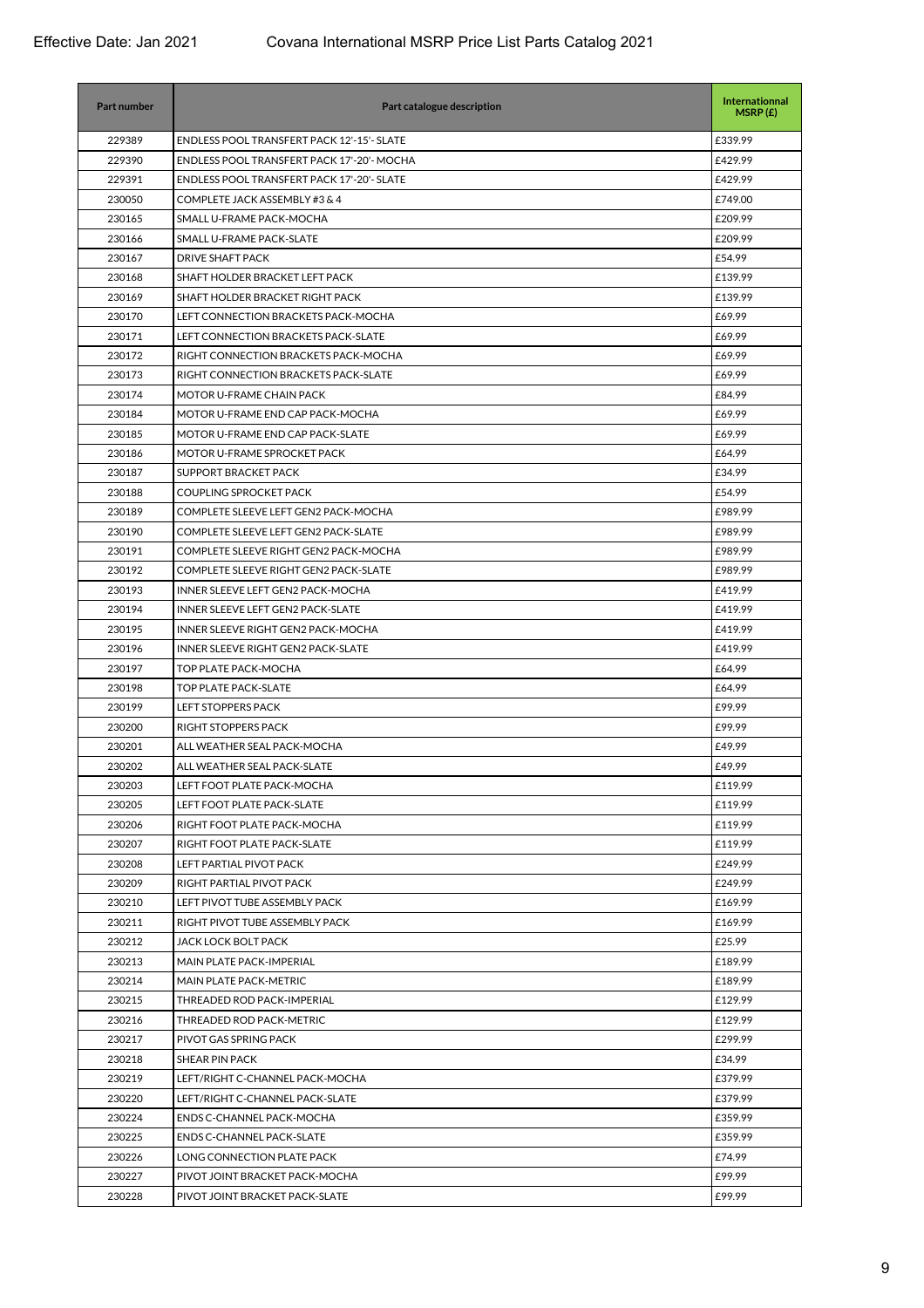| Part number | Part catalogue description | Internationnal MSRP (£) |
|---|---|---|
| 229389 | ENDLESS POOL TRANSFERT PACK 12'-15'- SLATE | £339.99 |
| 229390 | ENDLESS POOL TRANSFERT PACK 17'-20'- MOCHA | £429.99 |
| 229391 | ENDLESS POOL TRANSFERT PACK 17'-20'- SLATE | £429.99 |
| 230050 | COMPLETE JACK ASSEMBLY #3 & 4 | £749.00 |
| 230165 | SMALL U-FRAME PACK-MOCHA | £209.99 |
| 230166 | SMALL U-FRAME PACK-SLATE | £209.99 |
| 230167 | DRIVE SHAFT PACK | £54.99 |
| 230168 | SHAFT HOLDER BRACKET LEFT PACK | £139.99 |
| 230169 | SHAFT HOLDER BRACKET RIGHT PACK | £139.99 |
| 230170 | LEFT CONNECTION BRACKETS PACK-MOCHA | £69.99 |
| 230171 | LEFT CONNECTION BRACKETS PACK-SLATE | £69.99 |
| 230172 | RIGHT CONNECTION BRACKETS PACK-MOCHA | £69.99 |
| 230173 | RIGHT CONNECTION BRACKETS PACK-SLATE | £69.99 |
| 230174 | MOTOR U-FRAME CHAIN PACK | £84.99 |
| 230184 | MOTOR U-FRAME END CAP PACK-MOCHA | £69.99 |
| 230185 | MOTOR U-FRAME END CAP PACK-SLATE | £69.99 |
| 230186 | MOTOR U-FRAME SPROCKET PACK | £64.99 |
| 230187 | SUPPORT BRACKET PACK | £34.99 |
| 230188 | COUPLING SPROCKET PACK | £54.99 |
| 230189 | COMPLETE SLEEVE LEFT GEN2 PACK-MOCHA | £989.99 |
| 230190 | COMPLETE SLEEVE LEFT GEN2 PACK-SLATE | £989.99 |
| 230191 | COMPLETE SLEEVE RIGHT GEN2 PACK-MOCHA | £989.99 |
| 230192 | COMPLETE SLEEVE RIGHT GEN2 PACK-SLATE | £989.99 |
| 230193 | INNER SLEEVE LEFT GEN2 PACK-MOCHA | £419.99 |
| 230194 | INNER SLEEVE LEFT GEN2 PACK-SLATE | £419.99 |
| 230195 | INNER SLEEVE RIGHT GEN2 PACK-MOCHA | £419.99 |
| 230196 | INNER SLEEVE RIGHT GEN2 PACK-SLATE | £419.99 |
| 230197 | TOP PLATE PACK-MOCHA | £64.99 |
| 230198 | TOP PLATE PACK-SLATE | £64.99 |
| 230199 | LEFT STOPPERS PACK | £99.99 |
| 230200 | RIGHT STOPPERS PACK | £99.99 |
| 230201 | ALL WEATHER SEAL PACK-MOCHA | £49.99 |
| 230202 | ALL WEATHER SEAL PACK-SLATE | £49.99 |
| 230203 | LEFT FOOT PLATE PACK-MOCHA | £119.99 |
| 230205 | LEFT FOOT PLATE PACK-SLATE | £119.99 |
| 230206 | RIGHT FOOT PLATE PACK-MOCHA | £119.99 |
| 230207 | RIGHT FOOT PLATE PACK-SLATE | £119.99 |
| 230208 | LEFT PARTIAL PIVOT PACK | £249.99 |
| 230209 | RIGHT PARTIAL PIVOT PACK | £249.99 |
| 230210 | LEFT PIVOT TUBE ASSEMBLY PACK | £169.99 |
| 230211 | RIGHT PIVOT TUBE ASSEMBLY PACK | £169.99 |
| 230212 | JACK LOCK BOLT PACK | £25.99 |
| 230213 | MAIN PLATE PACK-IMPERIAL | £189.99 |
| 230214 | MAIN PLATE PACK-METRIC | £189.99 |
| 230215 | THREADED ROD PACK-IMPERIAL | £129.99 |
| 230216 | THREADED ROD PACK-METRIC | £129.99 |
| 230217 | PIVOT GAS SPRING PACK | £299.99 |
| 230218 | SHEAR PIN PACK | £34.99 |
| 230219 | LEFT/RIGHT C-CHANNEL PACK-MOCHA | £379.99 |
| 230220 | LEFT/RIGHT C-CHANNEL PACK-SLATE | £379.99 |
| 230224 | ENDS C-CHANNEL PACK-MOCHA | £359.99 |
| 230225 | ENDS C-CHANNEL PACK-SLATE | £359.99 |
| 230226 | LONG CONNECTION PLATE PACK | £74.99 |
| 230227 | PIVOT JOINT BRACKET PACK-MOCHA | £99.99 |
| 230228 | PIVOT JOINT BRACKET PACK-SLATE | £99.99 |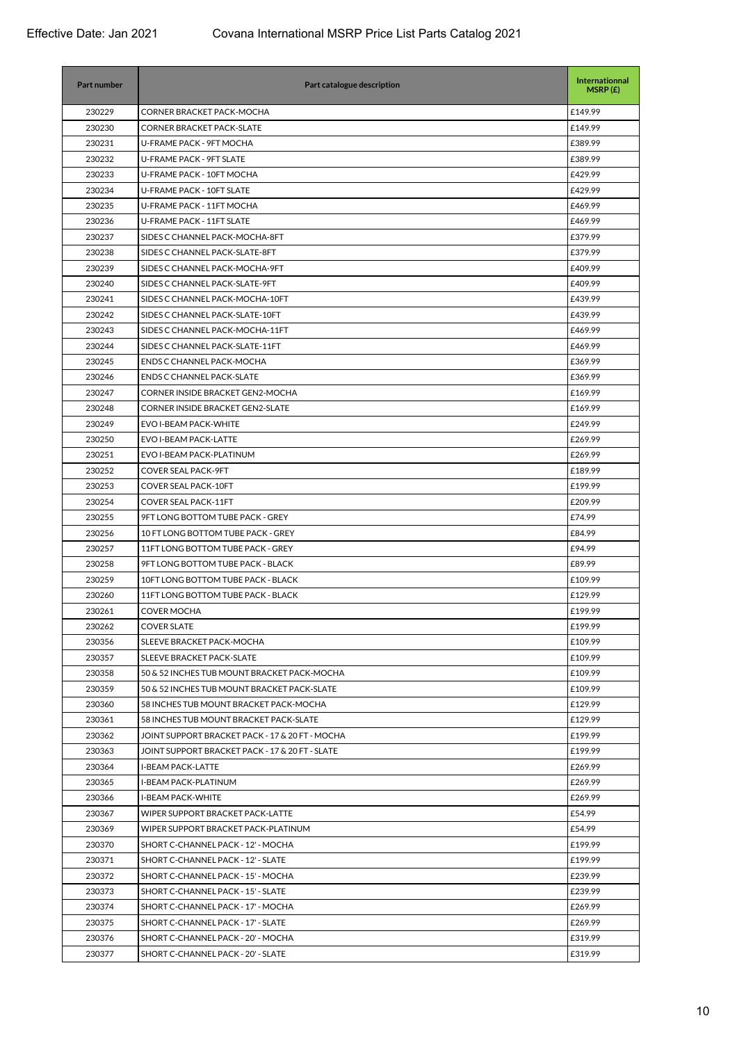Effective Date: Jan 2021 Covana International MSRP Price List Parts Catalog 2021

| Part number | Part catalogue description | Internationnal MSRP (£) |
|---|---|---|
| 230229 | CORNER BRACKET PACK-MOCHA | £149.99 |
| 230230 | CORNER BRACKET PACK-SLATE | £149.99 |
| 230231 | U-FRAME PACK - 9FT MOCHA | £389.99 |
| 230232 | U-FRAME PACK - 9FT SLATE | £389.99 |
| 230233 | U-FRAME PACK - 10FT MOCHA | £429.99 |
| 230234 | U-FRAME PACK - 10FT SLATE | £429.99 |
| 230235 | U-FRAME PACK - 11FT MOCHA | £469.99 |
| 230236 | U-FRAME PACK - 11FT SLATE | £469.99 |
| 230237 | SIDES C CHANNEL PACK-MOCHA-8FT | £379.99 |
| 230238 | SIDES C CHANNEL PACK-SLATE-8FT | £379.99 |
| 230239 | SIDES C CHANNEL PACK-MOCHA-9FT | £409.99 |
| 230240 | SIDES C CHANNEL PACK-SLATE-9FT | £409.99 |
| 230241 | SIDES C CHANNEL PACK-MOCHA-10FT | £439.99 |
| 230242 | SIDES C CHANNEL PACK-SLATE-10FT | £439.99 |
| 230243 | SIDES C CHANNEL PACK-MOCHA-11FT | £469.99 |
| 230244 | SIDES C CHANNEL PACK-SLATE-11FT | £469.99 |
| 230245 | ENDS C CHANNEL PACK-MOCHA | £369.99 |
| 230246 | ENDS C CHANNEL PACK-SLATE | £369.99 |
| 230247 | CORNER INSIDE BRACKET GEN2-MOCHA | £169.99 |
| 230248 | CORNER INSIDE BRACKET GEN2-SLATE | £169.99 |
| 230249 | EVO I-BEAM PACK-WHITE | £249.99 |
| 230250 | EVO I-BEAM PACK-LATTE | £269.99 |
| 230251 | EVO I-BEAM PACK-PLATINUM | £269.99 |
| 230252 | COVER SEAL PACK-9FT | £189.99 |
| 230253 | COVER SEAL PACK-10FT | £199.99 |
| 230254 | COVER SEAL PACK-11FT | £209.99 |
| 230255 | 9FT LONG BOTTOM TUBE PACK - GREY | £74.99 |
| 230256 | 10 FT LONG BOTTOM TUBE PACK - GREY | £84.99 |
| 230257 | 11FT LONG BOTTOM TUBE PACK - GREY | £94.99 |
| 230258 | 9FT LONG BOTTOM TUBE PACK - BLACK | £89.99 |
| 230259 | 10FT LONG BOTTOM TUBE PACK - BLACK | £109.99 |
| 230260 | 11FT LONG BOTTOM TUBE PACK - BLACK | £129.99 |
| 230261 | COVER MOCHA | £199.99 |
| 230262 | COVER SLATE | £199.99 |
| 230356 | SLEEVE BRACKET PACK-MOCHA | £109.99 |
| 230357 | SLEEVE BRACKET PACK-SLATE | £109.99 |
| 230358 | 50 & 52 INCHES TUB MOUNT BRACKET PACK-MOCHA | £109.99 |
| 230359 | 50 & 52 INCHES TUB MOUNT BRACKET PACK-SLATE | £109.99 |
| 230360 | 58 INCHES TUB MOUNT BRACKET PACK-MOCHA | £129.99 |
| 230361 | 58 INCHES TUB MOUNT BRACKET PACK-SLATE | £129.99 |
| 230362 | JOINT SUPPORT BRACKET PACK - 17 & 20 FT - MOCHA | £199.99 |
| 230363 | JOINT SUPPORT BRACKET PACK - 17 & 20 FT - SLATE | £199.99 |
| 230364 | I-BEAM PACK-LATTE | £269.99 |
| 230365 | I-BEAM PACK-PLATINUM | £269.99 |
| 230366 | I-BEAM PACK-WHITE | £269.99 |
| 230367 | WIPER SUPPORT BRACKET PACK-LATTE | £54.99 |
| 230369 | WIPER SUPPORT BRACKET PACK-PLATINUM | £54.99 |
| 230370 | SHORT C-CHANNEL PACK - 12' - MOCHA | £199.99 |
| 230371 | SHORT C-CHANNEL PACK - 12' - SLATE | £199.99 |
| 230372 | SHORT C-CHANNEL PACK - 15' - MOCHA | £239.99 |
| 230373 | SHORT C-CHANNEL PACK - 15' - SLATE | £239.99 |
| 230374 | SHORT C-CHANNEL PACK - 17' - MOCHA | £269.99 |
| 230375 | SHORT C-CHANNEL PACK - 17' - SLATE | £269.99 |
| 230376 | SHORT C-CHANNEL PACK - 20' - MOCHA | £319.99 |
| 230377 | SHORT C-CHANNEL PACK - 20' - SLATE | £319.99 |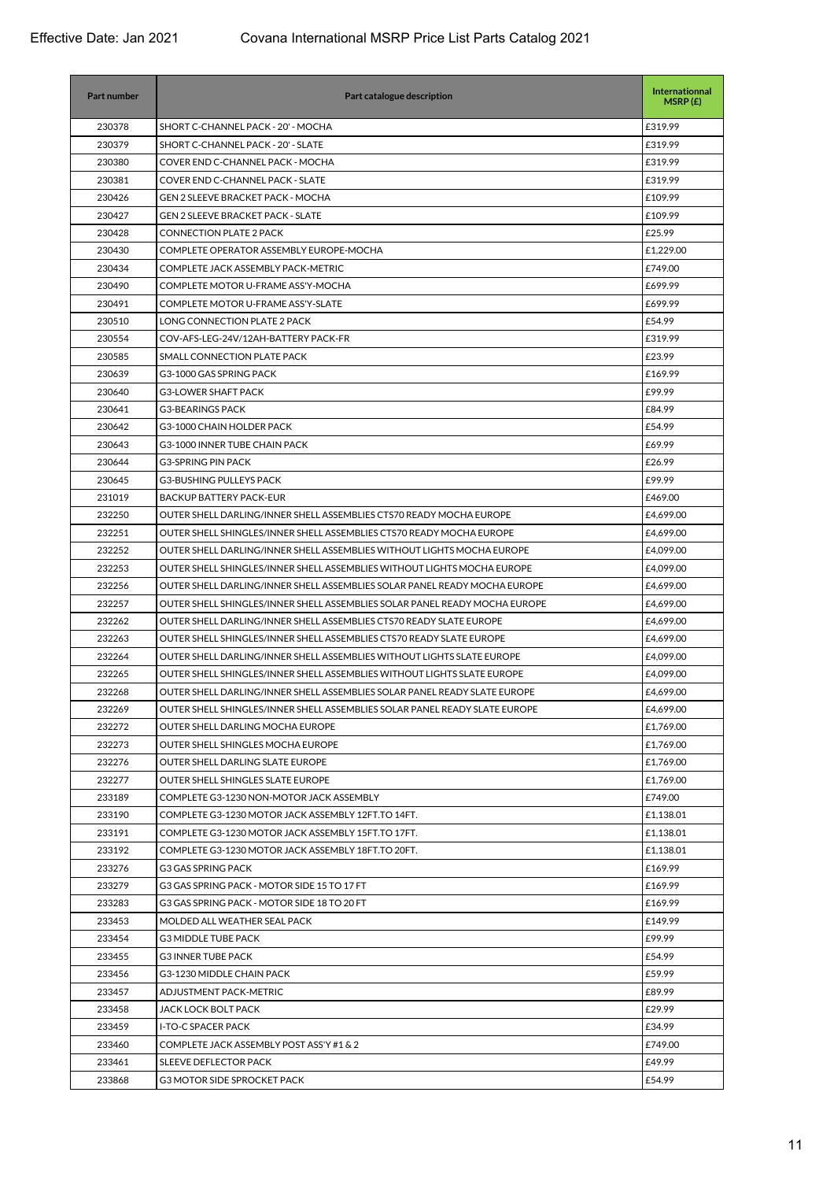Effective Date: Jan 2021 Covana International MSRP Price List Parts Catalog 2021

| Part number | Part catalogue description | Internationnal MSRP (£) |
|---|---|---|
| 230378 | SHORT C-CHANNEL PACK - 20' - MOCHA | £319.99 |
| 230379 | SHORT C-CHANNEL PACK - 20' - SLATE | £319.99 |
| 230380 | COVER END C-CHANNEL PACK - MOCHA | £319.99 |
| 230381 | COVER END C-CHANNEL PACK - SLATE | £319.99 |
| 230426 | GEN 2 SLEEVE BRACKET PACK - MOCHA | £109.99 |
| 230427 | GEN 2 SLEEVE BRACKET PACK - SLATE | £109.99 |
| 230428 | CONNECTION PLATE 2 PACK | £25.99 |
| 230430 | COMPLETE OPERATOR ASSEMBLY EUROPE-MOCHA | £1,229.00 |
| 230434 | COMPLETE JACK ASSEMBLY PACK-METRIC | £749.00 |
| 230490 | COMPLETE MOTOR U-FRAME ASS'Y-MOCHA | £699.99 |
| 230491 | COMPLETE MOTOR U-FRAME ASS'Y-SLATE | £699.99 |
| 230510 | LONG CONNECTION PLATE 2 PACK | £54.99 |
| 230554 | COV-AFS-LEG-24V/12AH-BATTERY PACK-FR | £319.99 |
| 230585 | SMALL CONNECTION PLATE PACK | £23.99 |
| 230639 | G3-1000 GAS SPRING PACK | £169.99 |
| 230640 | G3-LOWER SHAFT PACK | £99.99 |
| 230641 | G3-BEARINGS PACK | £84.99 |
| 230642 | G3-1000 CHAIN HOLDER PACK | £54.99 |
| 230643 | G3-1000 INNER TUBE CHAIN PACK | £69.99 |
| 230644 | G3-SPRING PIN PACK | £26.99 |
| 230645 | G3-BUSHING PULLEYS PACK | £99.99 |
| 231019 | BACKUP BATTERY PACK-EUR | £469.00 |
| 232250 | OUTER SHELL DARLING/INNER SHELL ASSEMBLIES CTS70 READY MOCHA EUROPE | £4,699.00 |
| 232251 | OUTER SHELL SHINGLES/INNER SHELL ASSEMBLIES CTS70 READY MOCHA EUROPE | £4,699.00 |
| 232252 | OUTER SHELL DARLING/INNER SHELL ASSEMBLIES WITHOUT LIGHTS MOCHA EUROPE | £4,099.00 |
| 232253 | OUTER SHELL SHINGLES/INNER SHELL ASSEMBLIES WITHOUT LIGHTS MOCHA EUROPE | £4,099.00 |
| 232256 | OUTER SHELL DARLING/INNER SHELL ASSEMBLIES SOLAR PANEL READY MOCHA EUROPE | £4,699.00 |
| 232257 | OUTER SHELL SHINGLES/INNER SHELL ASSEMBLIES SOLAR PANEL READY MOCHA EUROPE | £4,699.00 |
| 232262 | OUTER SHELL DARLING/INNER SHELL ASSEMBLIES CTS70 READY SLATE EUROPE | £4,699.00 |
| 232263 | OUTER SHELL SHINGLES/INNER SHELL ASSEMBLIES CTS70 READY SLATE EUROPE | £4,699.00 |
| 232264 | OUTER SHELL DARLING/INNER SHELL ASSEMBLIES WITHOUT LIGHTS SLATE EUROPE | £4,099.00 |
| 232265 | OUTER SHELL SHINGLES/INNER SHELL ASSEMBLIES WITHOUT LIGHTS SLATE EUROPE | £4,099.00 |
| 232268 | OUTER SHELL DARLING/INNER SHELL ASSEMBLIES SOLAR PANEL READY SLATE EUROPE | £4,699.00 |
| 232269 | OUTER SHELL SHINGLES/INNER SHELL ASSEMBLIES SOLAR PANEL READY SLATE EUROPE | £4,699.00 |
| 232272 | OUTER SHELL DARLING MOCHA EUROPE | £1,769.00 |
| 232273 | OUTER SHELL SHINGLES MOCHA EUROPE | £1,769.00 |
| 232276 | OUTER SHELL DARLING SLATE EUROPE | £1,769.00 |
| 232277 | OUTER SHELL SHINGLES SLATE EUROPE | £1,769.00 |
| 233189 | COMPLETE G3-1230 NON-MOTOR JACK ASSEMBLY | £749.00 |
| 233190 | COMPLETE G3-1230 MOTOR JACK ASSEMBLY 12FT.TO 14FT. | £1,138.01 |
| 233191 | COMPLETE G3-1230 MOTOR JACK ASSEMBLY 15FT.TO 17FT. | £1,138.01 |
| 233192 | COMPLETE G3-1230 MOTOR JACK ASSEMBLY 18FT.TO 20FT. | £1,138.01 |
| 233276 | G3 GAS SPRING PACK | £169.99 |
| 233279 | G3 GAS SPRING PACK - MOTOR SIDE 15 TO 17 FT | £169.99 |
| 233283 | G3 GAS SPRING PACK - MOTOR SIDE 18 TO 20 FT | £169.99 |
| 233453 | MOLDED ALL WEATHER SEAL PACK | £149.99 |
| 233454 | G3 MIDDLE TUBE PACK | £99.99 |
| 233455 | G3 INNER TUBE PACK | £54.99 |
| 233456 | G3-1230 MIDDLE CHAIN PACK | £59.99 |
| 233457 | ADJUSTMENT PACK-METRIC | £89.99 |
| 233458 | JACK LOCK BOLT PACK | £29.99 |
| 233459 | I-TO-C SPACER PACK | £34.99 |
| 233460 | COMPLETE JACK ASSEMBLY POST ASS'Y #1 & 2 | £749.00 |
| 233461 | SLEEVE DEFLECTOR PACK | £49.99 |
| 233868 | G3 MOTOR SIDE SPROCKET PACK | £54.99 |